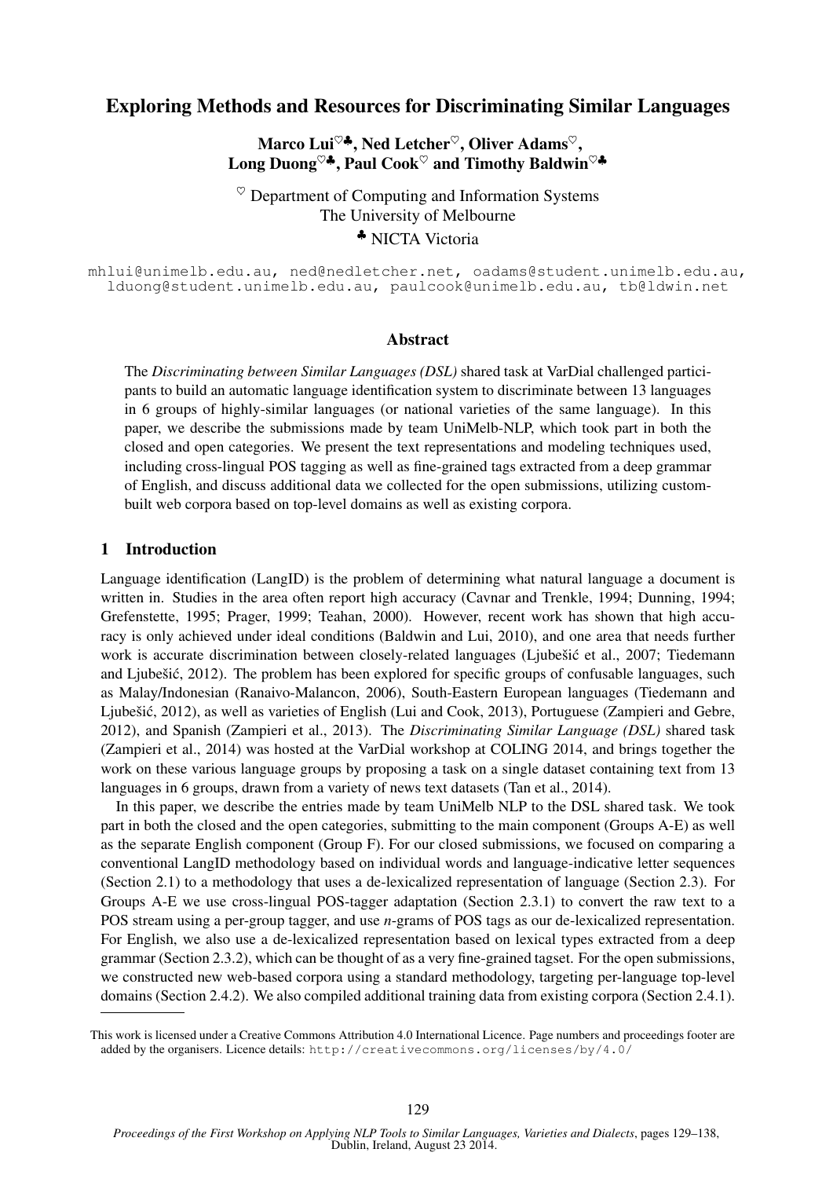# Exploring Methods and Resources for Discriminating Similar Languages

**Marco Lui**[♡♣]**, Ned Letcher**[♡]**, Oliver Adams**[♡]**,**
**Long Duong**[♡♣]**, Paul Cook**[♡] **and Timothy Baldwin**[♡♣]

[♡] Department of Computing and Information Systems
The University of Melbourne
[♣] NICTA Victoria

mhlui@unimelb.edu.au, ned@nedletcher.net, oadams@student.unimelb.edu.au,
lduong@student.unimelb.edu.au, paulcook@unimelb.edu.au, tb@ldwin.net

## Abstract

The *Discriminating between Similar Languages (DSL)* shared task at VarDial challenged participants to build an automatic language identification system to discriminate between 13 languages in 6 groups of highly-similar languages (or national varieties of the same language). In this paper, we describe the submissions made by team UniMelb-NLP, which took part in both the closed and open categories. We present the text representations and modeling techniques used, including cross-lingual POS tagging as well as fine-grained tags extracted from a deep grammar of English, and discuss additional data we collected for the open submissions, utilizing custom-built web corpora based on top-level domains as well as existing corpora.

## 1 Introduction

Language identification (LangID) is the problem of determining what natural language a document is written in. Studies in the area often report high accuracy (Cavnar and Trenkle, 1994; Dunning, 1994; Grefenstette, 1995; Prager, 1999; Teahan, 2000). However, recent work has shown that high accuracy is only achieved under ideal conditions (Baldwin and Lui, 2010), and one area that needs further work is accurate discrimination between closely-related languages (Ljubešić et al., 2007; Tiedemann and Ljubešić, 2012). The problem has been explored for specific groups of confusable languages, such as Malay/Indonesian (Ranaivo-Malancon, 2006), South-Eastern European languages (Tiedemann and Ljubešić, 2012), as well as varieties of English (Lui and Cook, 2013), Portuguese (Zampieri and Gebre, 2012), and Spanish (Zampieri et al., 2013). The *Discriminating Similar Language (DSL)* shared task (Zampieri et al., 2014) was hosted at the VarDial workshop at COLING 2014, and brings together the work on these various language groups by proposing a task on a single dataset containing text from 13 languages in 6 groups, drawn from a variety of news text datasets (Tan et al., 2014).

In this paper, we describe the entries made by team UniMelb NLP to the DSL shared task. We took part in both the closed and the open categories, submitting to the main component (Groups A-E) as well as the separate English component (Group F). For our closed submissions, we focused on comparing a conventional LangID methodology based on individual words and language-indicative letter sequences (Section 2.1) to a methodology that uses a de-lexicalized representation of language (Section 2.3). For Groups A-E we use cross-lingual POS-tagger adaptation (Section 2.3.1) to convert the raw text to a POS stream using a per-group tagger, and use *n*-grams of POS tags as our de-lexicalized representation. For English, we also use a de-lexicalized representation based on lexical types extracted from a deep grammar (Section 2.3.2), which can be thought of as a very fine-grained tagset. For the open submissions, we constructed new web-based corpora using a standard methodology, targeting per-language top-level domains (Section 2.4.2). We also compiled additional training data from existing corpora (Section 2.4.1).

This work is licensed under a Creative Commons Attribution 4.0 International Licence. Page numbers and proceedings footer are added by the organisers. Licence details: http://creativecommons.org/licenses/by/4.0/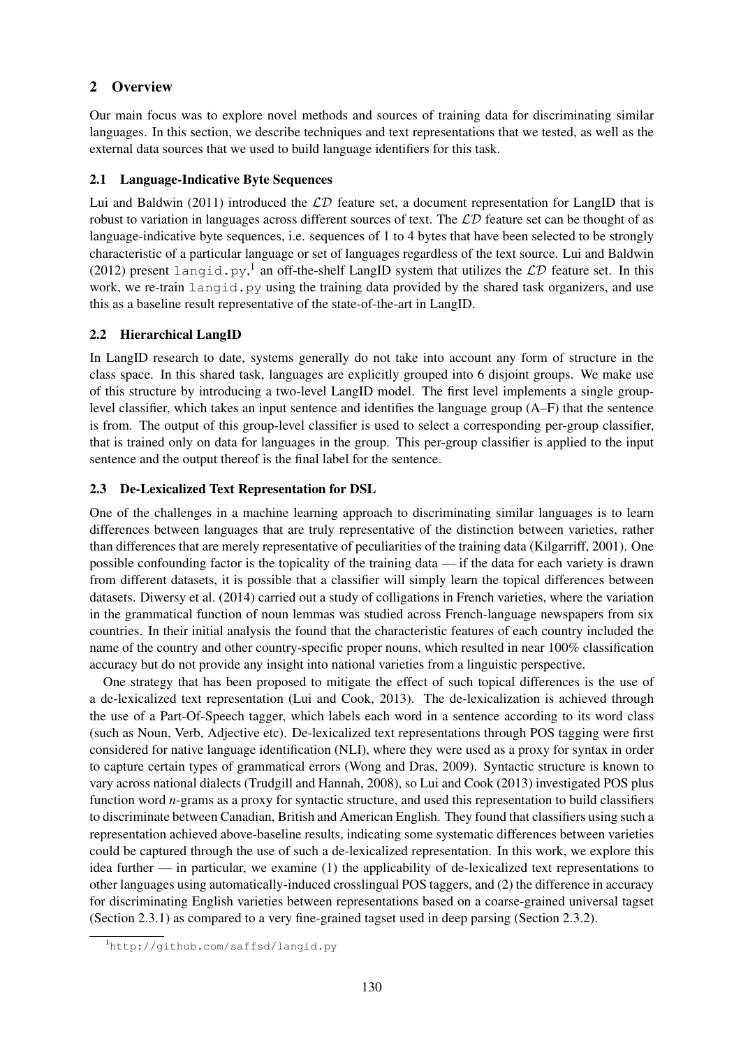## 2 Overview

Our main focus was to explore novel methods and sources of training data for discriminating similar languages. In this section, we describe techniques and text representations that we tested, as well as the external data sources that we used to build language identifiers for this task.

### 2.1 Language-Indicative Byte Sequences

Lui and Baldwin (2011) introduced the $\mathcal{LD}$ feature set, a document representation for LangID that is robust to variation in languages across different sources of text. The $\mathcal{LD}$ feature set can be thought of as language-indicative byte sequences, i.e. sequences of 1 to 4 bytes that have been selected to be strongly characteristic of a particular language or set of languages regardless of the text source. Lui and Baldwin (2012) present `langid.py`,[1] an off-the-shelf LangID system that utilizes the $\mathcal{LD}$ feature set. In this work, we re-train `langid.py` using the training data provided by the shared task organizers, and use this as a baseline result representative of the state-of-the-art in LangID.

### 2.2 Hierarchical LangID

In LangID research to date, systems generally do not take into account any form of structure in the class space. In this shared task, languages are explicitly grouped into 6 disjoint groups. We make use of this structure by introducing a two-level LangID model. The first level implements a single group-level classifier, which takes an input sentence and identifies the language group (A–F) that the sentence is from. The output of this group-level classifier is used to select a corresponding per-group classifier, that is trained only on data for languages in the group. This per-group classifier is applied to the input sentence and the output thereof is the final label for the sentence.

### 2.3 De-Lexicalized Text Representation for DSL

One of the challenges in a machine learning approach to discriminating similar languages is to learn differences between languages that are truly representative of the distinction between varieties, rather than differences that are merely representative of peculiarities of the training data (Kilgarriff, 2001). One possible confounding factor is the topicality of the training data — if the data for each variety is drawn from different datasets, it is possible that a classifier will simply learn the topical differences between datasets. Diwersy et al. (2014) carried out a study of colligations in French varieties, where the variation in the grammatical function of noun lemmas was studied across French-language newspapers from six countries. In their initial analysis the found that the characteristic features of each country included the name of the country and other country-specific proper nouns, which resulted in near 100% classification accuracy but do not provide any insight into national varieties from a linguistic perspective.

One strategy that has been proposed to mitigate the effect of such topical differences is the use of a de-lexicalized text representation (Lui and Cook, 2013). The de-lexicalization is achieved through the use of a Part-Of-Speech tagger, which labels each word in a sentence according to its word class (such as Noun, Verb, Adjective etc). De-lexicalized text representations through POS tagging were first considered for native language identification (NLI), where they were used as a proxy for syntax in order to capture certain types of grammatical errors (Wong and Dras, 2009). Syntactic structure is known to vary across national dialects (Trudgill and Hannah, 2008), so Lui and Cook (2013) investigated POS plus function word *n*-grams as a proxy for syntactic structure, and used this representation to build classifiers to discriminate between Canadian, British and American English. They found that classifiers using such a representation achieved above-baseline results, indicating some systematic differences between varieties could be captured through the use of such a de-lexicalized representation. In this work, we explore this idea further — in particular, we examine (1) the applicability of de-lexicalized text representations to other languages using automatically-induced crosslingual POS taggers, and (2) the difference in accuracy for discriminating English varieties between representations based on a coarse-grained universal tagset (Section 2.3.1) as compared to a very fine-grained tagset used in deep parsing (Section 2.3.2).

[1] http://github.com/saffsd/langid.py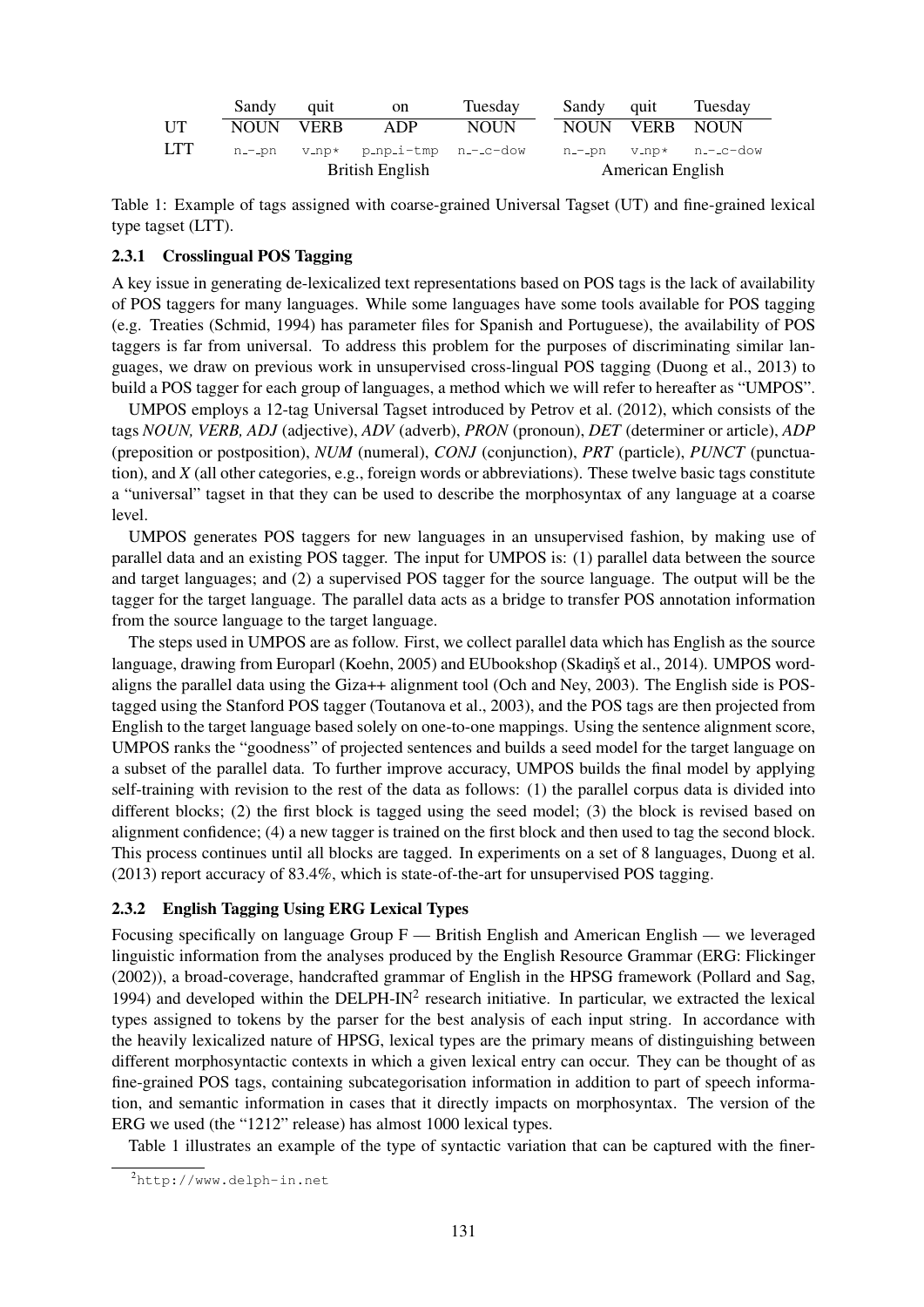|  | Sandy | quit | on | Tuesday | Sandy | quit | Tuesday |
|---|---|---|---|---|---|---|---|
| UT | NOUN | VERB | ADP | NOUN | NOUN | VERB | NOUN |
| LTT | n_-_pn | v_np* | p_np_i-tmp | n_-_c-dow | n_-_pn | v_np* | n_-_c-dow |
|  | British English |  |  |  | American English |  |  |

Table 1: Example of tags assigned with coarse-grained Universal Tagset (UT) and fine-grained lexical type tagset (LTT).

#### 2.3.1 Crosslingual POS Tagging

A key issue in generating de-lexicalized text representations based on POS tags is the lack of availability of POS taggers for many languages. While some languages have some tools available for POS tagging (e.g. Treaties (Schmid, 1994) has parameter files for Spanish and Portuguese), the availability of POS taggers is far from universal. To address this problem for the purposes of discriminating similar languages, we draw on previous work in unsupervised cross-lingual POS tagging (Duong et al., 2013) to build a POS tagger for each group of languages, a method which we will refer to hereafter as "UMPOS".

UMPOS employs a 12-tag Universal Tagset introduced by Petrov et al. (2012), which consists of the tags *NOUN, VERB, ADJ* (adjective), *ADV* (adverb), *PRON* (pronoun), *DET* (determiner or article), *ADP* (preposition or postposition), *NUM* (numeral), *CONJ* (conjunction), *PRT* (particle), *PUNCT* (punctuation), and *X* (all other categories, e.g., foreign words or abbreviations). These twelve basic tags constitute a "universal" tagset in that they can be used to describe the morphosyntax of any language at a coarse level.

UMPOS generates POS taggers for new languages in an unsupervised fashion, by making use of parallel data and an existing POS tagger. The input for UMPOS is: (1) parallel data between the source and target languages; and (2) a supervised POS tagger for the source language. The output will be the tagger for the target language. The parallel data acts as a bridge to transfer POS annotation information from the source language to the target language.

The steps used in UMPOS are as follow. First, we collect parallel data which has English as the source language, drawing from Europarl (Koehn, 2005) and EUbookshop (Skadiņš et al., 2014). UMPOS word-aligns the parallel data using the Giza++ alignment tool (Och and Ney, 2003). The English side is POS-tagged using the Stanford POS tagger (Toutanova et al., 2003), and the POS tags are then projected from English to the target language based solely on one-to-one mappings. Using the sentence alignment score, UMPOS ranks the "goodness" of projected sentences and builds a seed model for the target language on a subset of the parallel data. To further improve accuracy, UMPOS builds the final model by applying self-training with revision to the rest of the data as follows: (1) the parallel corpus data is divided into different blocks; (2) the first block is tagged using the seed model; (3) the block is revised based on alignment confidence; (4) a new tagger is trained on the first block and then used to tag the second block. This process continues until all blocks are tagged. In experiments on a set of 8 languages, Duong et al. (2013) report accuracy of 83.4%, which is state-of-the-art for unsupervised POS tagging.

#### 2.3.2 English Tagging Using ERG Lexical Types

Focusing specifically on language Group F — British English and American English — we leveraged linguistic information from the analyses produced by the English Resource Grammar (ERG: Flickinger (2002)), a broad-coverage, handcrafted grammar of English in the HPSG framework (Pollard and Sag, 1994) and developed within the DELPH-IN[2] research initiative. In particular, we extracted the lexical types assigned to tokens by the parser for the best analysis of each input string. In accordance with the heavily lexicalized nature of HPSG, lexical types are the primary means of distinguishing between different morphosyntactic contexts in which a given lexical entry can occur. They can be thought of as fine-grained POS tags, containing subcategorisation information in addition to part of speech information, and semantic information in cases that it directly impacts on morphosyntax. The version of the ERG we used (the "1212" release) has almost 1000 lexical types.

Table 1 illustrates an example of the type of syntactic variation that can be captured with the finer-

[2] http://www.delph-in.net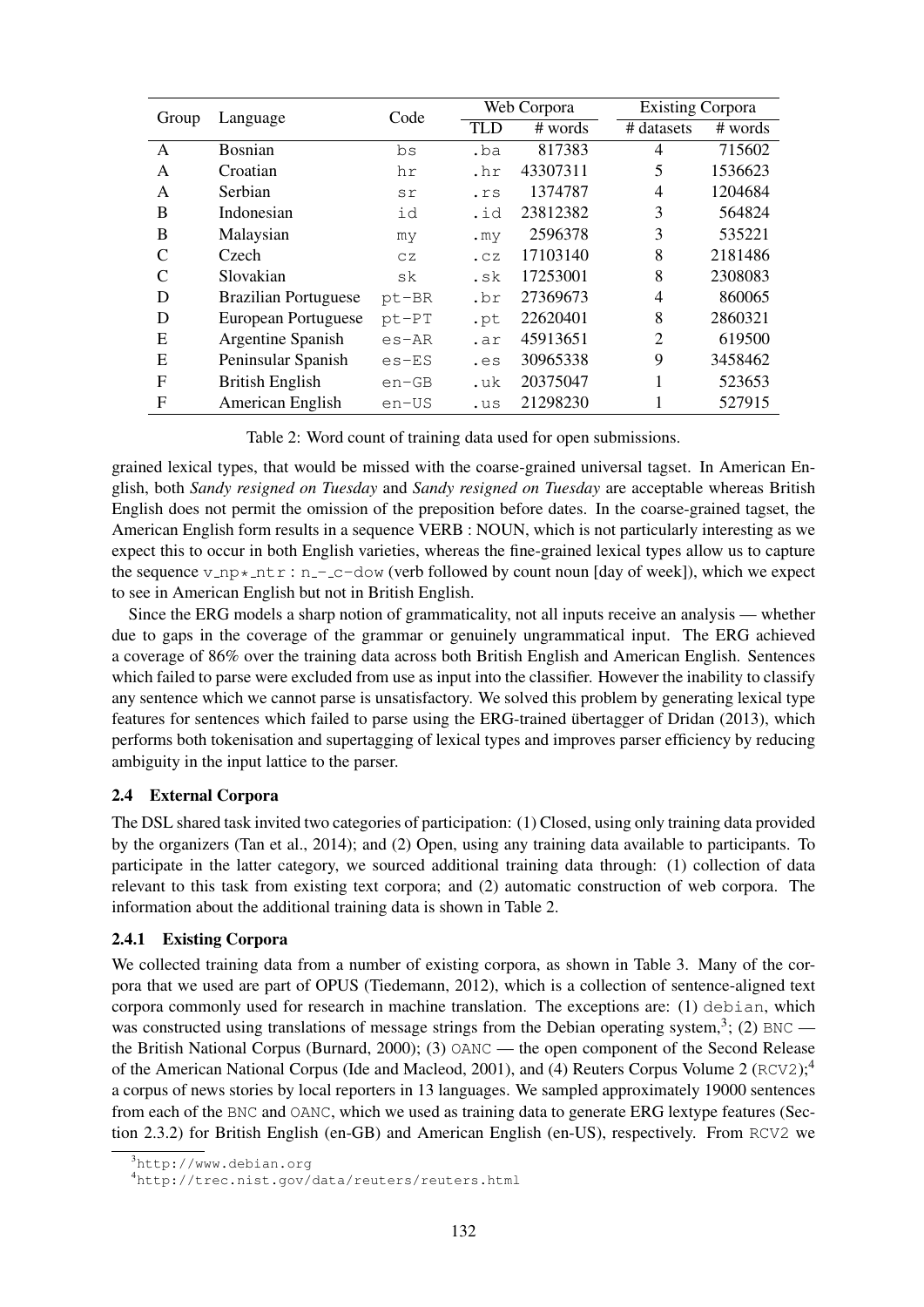| Group | Language | Code | Web Corpora | | Existing Corpora | |
|---|---|---|---|---|---|---|
| | | | TLD | # words | # datasets | # words |
| A | Bosnian | bs | .ba | 817383 | 4 | 715602 |
| A | Croatian | hr | .hr | 43307311 | 5 | 1536623 |
| A | Serbian | sr | .rs | 1374787 | 4 | 1204684 |
| B | Indonesian | id | .id | 23812382 | 3 | 564824 |
| B | Malaysian | my | .my | 2596378 | 3 | 535221 |
| C | Czech | cz | .cz | 17103140 | 8 | 2181486 |
| C | Slovakian | sk | .sk | 17253001 | 8 | 2308083 |
| D | Brazilian Portuguese | pt-BR | .br | 27369673 | 4 | 860065 |
| D | European Portuguese | pt-PT | .pt | 22620401 | 8 | 2860321 |
| E | Argentine Spanish | es-AR | .ar | 45913651 | 2 | 619500 |
| E | Peninsular Spanish | es-ES | .es | 30965338 | 9 | 3458462 |
| F | British English | en-GB | .uk | 20375047 | 1 | 523653 |
| F | American English | en-US | .us | 21298230 | 1 | 527915 |

Table 2: Word count of training data used for open submissions.

grained lexical types, that would be missed with the coarse-grained universal tagset. In American English, both *Sandy resigned on Tuesday* and *Sandy resigned on Tuesday* are acceptable whereas British English does not permit the omission of the preposition before dates. In the coarse-grained tagset, the American English form results in a sequence VERB : NOUN, which is not particularly interesting as we expect this to occur in both English varieties, whereas the fine-grained lexical types allow us to capture the sequence v_np*_ntr : n_-_c-dow (verb followed by count noun [day of week]), which we expect to see in American English but not in British English.

Since the ERG models a sharp notion of grammaticality, not all inputs receive an analysis — whether due to gaps in the coverage of the grammar or genuinely ungrammatical input. The ERG achieved a coverage of 86% over the training data across both British English and American English. Sentences which failed to parse were excluded from use as input into the classifier. However the inability to classify any sentence which we cannot parse is unsatisfactory. We solved this problem by generating lexical type features for sentences which failed to parse using the ERG-trained übertagger of Dridan (2013), which performs both tokenisation and supertagging of lexical types and improves parser efficiency by reducing ambiguity in the input lattice to the parser.

### 2.4 External Corpora

The DSL shared task invited two categories of participation: (1) Closed, using only training data provided by the organizers (Tan et al., 2014); and (2) Open, using any training data available to participants. To participate in the latter category, we sourced additional training data through: (1) collection of data relevant to this task from existing text corpora; and (2) automatic construction of web corpora. The information about the additional training data is shown in Table 2.

#### 2.4.1 Existing Corpora

We collected training data from a number of existing corpora, as shown in Table 3. Many of the corpora that we used are part of OPUS (Tiedemann, 2012), which is a collection of sentence-aligned text corpora commonly used for research in machine translation. The exceptions are: (1) debian, which was constructed using translations of message strings from the Debian operating system,[3]; (2) BNC — the British National Corpus (Burnard, 2000); (3) OANC — the open component of the Second Release of the American National Corpus (Ide and Macleod, 2001), and (4) Reuters Corpus Volume 2 (RCV2);[4] a corpus of news stories by local reporters in 13 languages. We sampled approximately 19000 sentences from each of the BNC and OANC, which we used as training data to generate ERG lextype features (Section 2.3.2) for British English (en-GB) and American English (en-US), respectively. From RCV2 we

[3] http://www.debian.org

[4] http://trec.nist.gov/data/reuters/reuters.html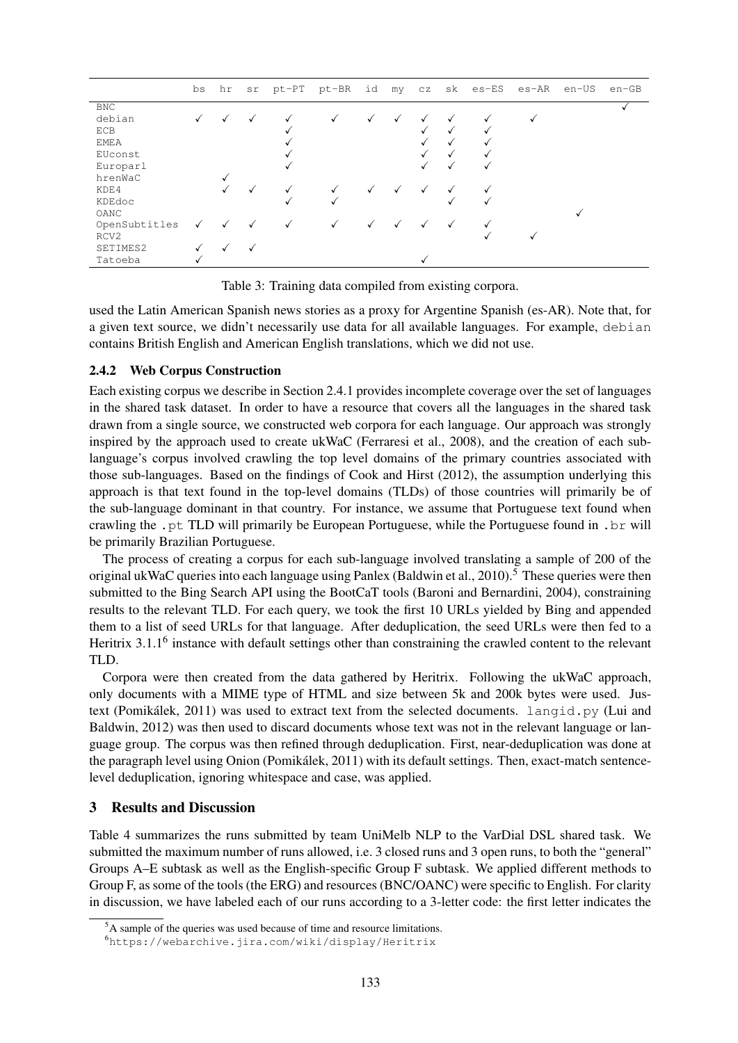| | bs | hr | sr | pt-PT | pt-BR | id | my | cz | sk | es-ES | es-AR | en-US | en-GB |
|---|---|---|---|---|---|---|---|---|---|---|---|---|---|
| BNC | | | | | | | | | | | | | ✓ |
| debian | ✓ | ✓ | ✓ | ✓ | ✓ | ✓ | ✓ | ✓ | ✓ | ✓ | ✓ | | |
| ECB | | | | ✓ | | | | ✓ | ✓ | ✓ | | | |
| EMEA | | | | ✓ | | | | ✓ | ✓ | ✓ | | | |
| EUconst | | | | ✓ | | | | ✓ | ✓ | ✓ | | | |
| Europarl | | | | ✓ | | | | ✓ | ✓ | ✓ | | | |
| hrenWaC | | ✓ | | | | | | | | | | | |
| KDE4 | | ✓ | ✓ | ✓ | ✓ | ✓ | ✓ | ✓ | ✓ | ✓ | | | |
| KDEdoc | | | | ✓ | ✓ | | | | ✓ | ✓ | | | |
| OANC | | | | | | | | | | | | ✓ | |
| OpenSubtitles | ✓ | ✓ | ✓ | ✓ | ✓ | ✓ | ✓ | ✓ | ✓ | ✓ | | | |
| RCV2 | | | | | | | | | | ✓ | ✓ | | |
| SETIMES2 | ✓ | ✓ | ✓ | | | | | | | | | | |
| Tatoeba | ✓ | | | | | | | ✓ | | | | | |

Table 3: Training data compiled from existing corpora.

used the Latin American Spanish news stories as a proxy for Argentine Spanish (es-AR). Note that, for a given text source, we didn't necessarily use data for all available languages. For example, debian contains British English and American English translations, which we did not use.

### 2.4.2 Web Corpus Construction

Each existing corpus we describe in Section 2.4.1 provides incomplete coverage over the set of languages in the shared task dataset. In order to have a resource that covers all the languages in the shared task drawn from a single source, we constructed web corpora for each language. Our approach was strongly inspired by the approach used to create ukWaC (Ferraresi et al., 2008), and the creation of each sub-language's corpus involved crawling the top level domains of the primary countries associated with those sub-languages. Based on the findings of Cook and Hirst (2012), the assumption underlying this approach is that text found in the top-level domains (TLDs) of those countries will primarily be of the sub-language dominant in that country. For instance, we assume that Portuguese text found when crawling the .pt TLD will primarily be European Portuguese, while the Portuguese found in .br will be primarily Brazilian Portuguese.

The process of creating a corpus for each sub-language involved translating a sample of 200 of the original ukWaC queries into each language using Panlex (Baldwin et al., 2010).[5] These queries were then submitted to the Bing Search API using the BootCaT tools (Baroni and Bernardini, 2004), constraining results to the relevant TLD. For each query, we took the first 10 URLs yielded by Bing and appended them to a list of seed URLs for that language. After deduplication, the seed URLs were then fed to a Heritrix 3.1.1[6] instance with default settings other than constraining the crawled content to the relevant TLD.

Corpora were then created from the data gathered by Heritrix. Following the ukWaC approach, only documents with a MIME type of HTML and size between 5k and 200k bytes were used. Justext (Pomikálek, 2011) was used to extract text from the selected documents. langid.py (Lui and Baldwin, 2012) was then used to discard documents whose text was not in the relevant language or language group. The corpus was then refined through deduplication. First, near-deduplication was done at the paragraph level using Onion (Pomikálek, 2011) with its default settings. Then, exact-match sentence-level deduplication, ignoring whitespace and case, was applied.

## 3 Results and Discussion

Table 4 summarizes the runs submitted by team UniMelb NLP to the VarDial DSL shared task. We submitted the maximum number of runs allowed, i.e. 3 closed runs and 3 open runs, to both the "general" Groups A–E subtask as well as the English-specific Group F subtask. We applied different methods to Group F, as some of the tools (the ERG) and resources (BNC/OANC) were specific to English. For clarity in discussion, we have labeled each of our runs according to a 3-letter code: the first letter indicates the

[5] A sample of the queries was used because of time and resource limitations.

[6] https://webarchive.jira.com/wiki/display/Heritrix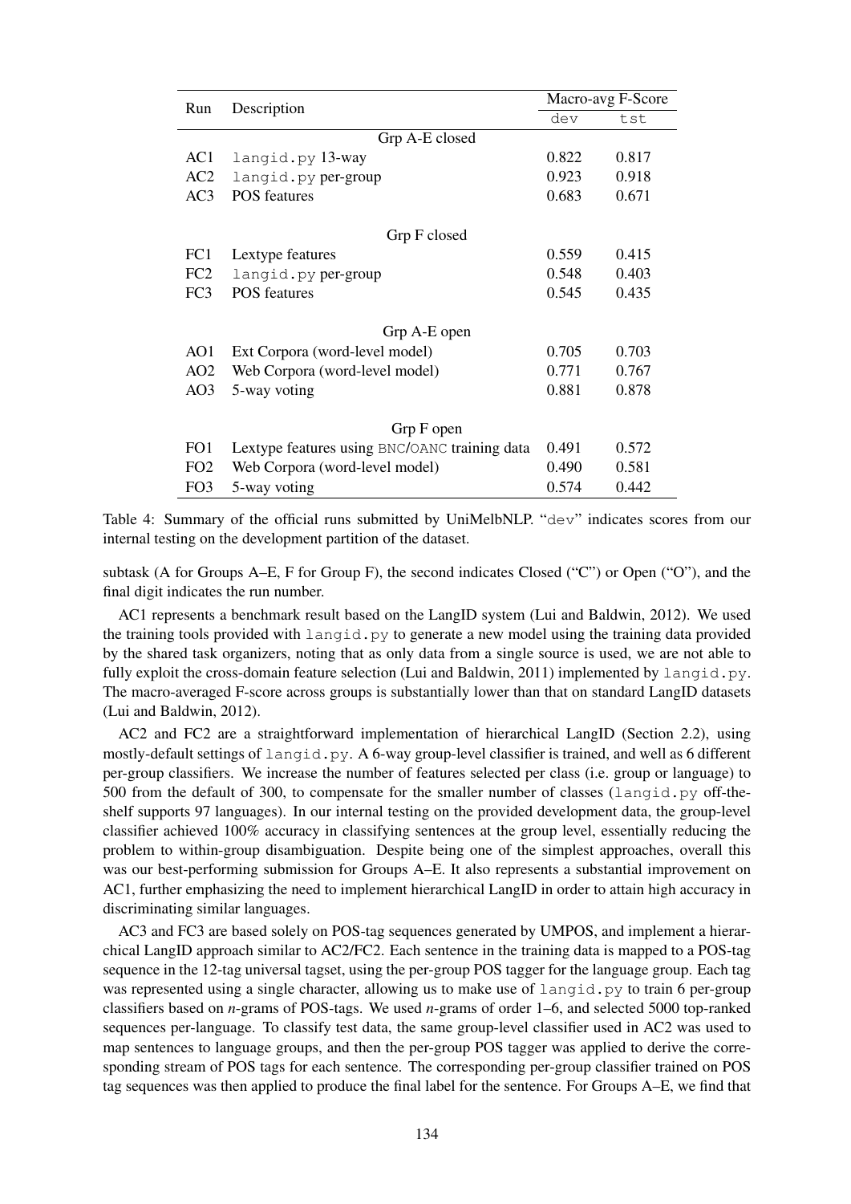| Run | Description | Macro-avg F-Score | |
|---|---|---|---|
| | | dev | tst |
| | Grp A-E closed | | |
| AC1 | langid.py 13-way | 0.822 | 0.817 |
| AC2 | langid.py per-group | 0.923 | 0.918 |
| AC3 | POS features | 0.683 | 0.671 |
| | Grp F closed | | |
| FC1 | Lextype features | 0.559 | 0.415 |
| FC2 | langid.py per-group | 0.548 | 0.403 |
| FC3 | POS features | 0.545 | 0.435 |
| | Grp A-E open | | |
| AO1 | Ext Corpora (word-level model) | 0.705 | 0.703 |
| AO2 | Web Corpora (word-level model) | 0.771 | 0.767 |
| AO3 | 5-way voting | 0.881 | 0.878 |
| | Grp F open | | |
| FO1 | Lextype features using BNC/OANC training data | 0.491 | 0.572 |
| FO2 | Web Corpora (word-level model) | 0.490 | 0.581 |
| FO3 | 5-way voting | 0.574 | 0.442 |

Table 4: Summary of the official runs submitted by UniMelbNLP. "dev" indicates scores from our internal testing on the development partition of the dataset.

subtask (A for Groups A–E, F for Group F), the second indicates Closed ("C") or Open ("O"), and the final digit indicates the run number.

AC1 represents a benchmark result based on the LangID system (Lui and Baldwin, 2012). We used the training tools provided with langid.py to generate a new model using the training data provided by the shared task organizers, noting that as only data from a single source is used, we are not able to fully exploit the cross-domain feature selection (Lui and Baldwin, 2011) implemented by langid.py. The macro-averaged F-score across groups is substantially lower than that on standard LangID datasets (Lui and Baldwin, 2012).

AC2 and FC2 are a straightforward implementation of hierarchical LangID (Section 2.2), using mostly-default settings of langid.py. A 6-way group-level classifier is trained, and well as 6 different per-group classifiers. We increase the number of features selected per class (i.e. group or language) to 500 from the default of 300, to compensate for the smaller number of classes (langid.py off-the-shelf supports 97 languages). In our internal testing on the provided development data, the group-level classifier achieved 100% accuracy in classifying sentences at the group level, essentially reducing the problem to within-group disambiguation. Despite being one of the simplest approaches, overall this was our best-performing submission for Groups A–E. It also represents a substantial improvement on AC1, further emphasizing the need to implement hierarchical LangID in order to attain high accuracy in discriminating similar languages.

AC3 and FC3 are based solely on POS-tag sequences generated by UMPOS, and implement a hierarchical LangID approach similar to AC2/FC2. Each sentence in the training data is mapped to a POS-tag sequence in the 12-tag universal tagset, using the per-group POS tagger for the language group. Each tag was represented using a single character, allowing us to make use of langid.py to train 6 per-group classifiers based on *n*-grams of POS-tags. We used *n*-grams of order 1–6, and selected 5000 top-ranked sequences per-language. To classify test data, the same group-level classifier used in AC2 was used to map sentences to language groups, and then the per-group POS tagger was applied to derive the corresponding stream of POS tags for each sentence. The corresponding per-group classifier trained on POS tag sequences was then applied to produce the final label for the sentence. For Groups A–E, we find that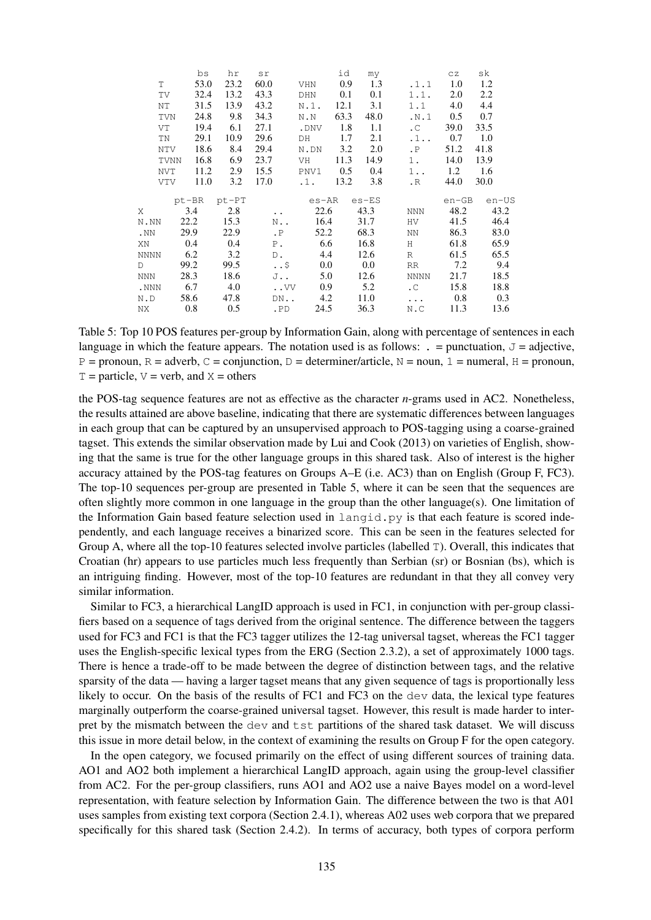|  | bs | hr | sr |  | id | my |  | cz | sk |
|---|---|---|---|---|---|---|---|---|---|
| T | 53.0 | 23.2 | 60.0 | VHN | 0.9 | 1.3 | .1.1 | 1.0 | 1.2 |
| TV | 32.4 | 13.2 | 43.3 | DHN | 0.1 | 0.1 | 1.1. | 2.0 | 2.2 |
| NT | 31.5 | 13.9 | 43.2 | N.1. | 12.1 | 3.1 | 1.1 | 4.0 | 4.4 |
| TVN | 24.8 | 9.8 | 34.3 | N.N | 63.3 | 48.0 | .N.1 | 0.5 | 0.7 |
| VT | 19.4 | 6.1 | 27.1 | .DNV | 1.8 | 1.1 | .C | 39.0 | 33.5 |
| TN | 29.1 | 10.9 | 29.6 | DH | 1.7 | 2.1 | .1.. | 0.7 | 1.0 |
| NTV | 18.6 | 8.4 | 29.4 | N.DN | 3.2 | 2.0 | .P | 51.2 | 41.8 |
| TVNN | 16.8 | 6.9 | 23.7 | VH | 11.3 | 14.9 | 1. | 14.0 | 13.9 |
| NVT | 11.2 | 2.9 | 15.5 | PNV1 | 0.5 | 0.4 | 1.. | 1.2 | 1.6 |
| VTV | 11.0 | 3.2 | 17.0 | .1. | 13.2 | 3.8 | .R | 44.0 | 30.0 |

|  | pt-BR | pt-PT |  | es-AR | es-ES |  | en-GB | en-US |
|---|---|---|---|---|---|---|---|---|
| X | 3.4 | 2.8 | .. | 22.6 | 43.3 | NNN | 48.2 | 43.2 |
| N.NN | 22.2 | 15.3 | N.. | 16.4 | 31.7 | HV | 41.5 | 46.4 |
| .NN | 29.9 | 22.9 | .P | 52.2 | 68.3 | NN | 86.3 | 83.0 |
| XN | 0.4 | 0.4 | P. | 6.6 | 16.8 | H | 61.8 | 65.9 |
| NNNN | 6.2 | 3.2 | D. | 4.4 | 12.6 | R | 61.5 | 65.5 |
| D | 99.2 | 99.5 | ..$ | 0.0 | 0.0 | RR | 7.2 | 9.4 |
| NNN | 28.3 | 18.6 | J.. | 5.0 | 12.6 | NNNN | 21.7 | 18.5 |
| .NNN | 6.7 | 4.0 | ..VV | 0.9 | 5.2 | .C | 15.8 | 18.8 |
| N.D | 58.6 | 47.8 | DN.. | 4.2 | 11.0 | ... | 0.8 | 0.3 |
| NX | 0.8 | 0.5 | .PD | 24.5 | 36.3 | N.C | 11.3 | 13.6 |

Table 5: Top 10 POS features per-group by Information Gain, along with percentage of sentences in each language in which the feature appears. The notation used is as follows: . = punctuation, J = adjective, P = pronoun, R = adverb, C = conjunction, D = determiner/article, N = noun, 1 = numeral, H = pronoun, T = particle, V = verb, and X = others

the POS-tag sequence features are not as effective as the character *n*-grams used in AC2. Nonetheless, the results attained are above baseline, indicating that there are systematic differences between languages in each group that can be captured by an unsupervised approach to POS-tagging using a coarse-grained tagset. This extends the similar observation made by Lui and Cook (2013) on varieties of English, showing that the same is true for the other language groups in this shared task. Also of interest is the higher accuracy attained by the POS-tag features on Groups A–E (i.e. AC3) than on English (Group F, FC3). The top-10 sequences per-group are presented in Table 5, where it can be seen that the sequences are often slightly more common in one language in the group than the other language(s). One limitation of the Information Gain based feature selection used in langid.py is that each feature is scored independently, and each language receives a binarized score. This can be seen in the features selected for Group A, where all the top-10 features selected involve particles (labelled T). Overall, this indicates that Croatian (hr) appears to use particles much less frequently than Serbian (sr) or Bosnian (bs), which is an intriguing finding. However, most of the top-10 features are redundant in that they all convey very similar information.

Similar to FC3, a hierarchical LangID approach is used in FC1, in conjunction with per-group classifiers based on a sequence of tags derived from the original sentence. The difference between the taggers used for FC3 and FC1 is that the FC3 tagger utilizes the 12-tag universal tagset, whereas the FC1 tagger uses the English-specific lexical types from the ERG (Section 2.3.2), a set of approximately 1000 tags. There is hence a trade-off to be made between the degree of distinction between tags, and the relative sparsity of the data — having a larger tagset means that any given sequence of tags is proportionally less likely to occur. On the basis of the results of FC1 and FC3 on the dev data, the lexical type features marginally outperform the coarse-grained universal tagset. However, this result is made harder to interpret by the mismatch between the dev and tst partitions of the shared task dataset. We will discuss this issue in more detail below, in the context of examining the results on Group F for the open category.

In the open category, we focused primarily on the effect of using different sources of training data. AO1 and AO2 both implement a hierarchical LangID approach, again using the group-level classifier from AC2. For the per-group classifiers, runs AO1 and AO2 use a naive Bayes model on a word-level representation, with feature selection by Information Gain. The difference between the two is that A01 uses samples from existing text corpora (Section 2.4.1), whereas A02 uses web corpora that we prepared specifically for this shared task (Section 2.4.2). In terms of accuracy, both types of corpora perform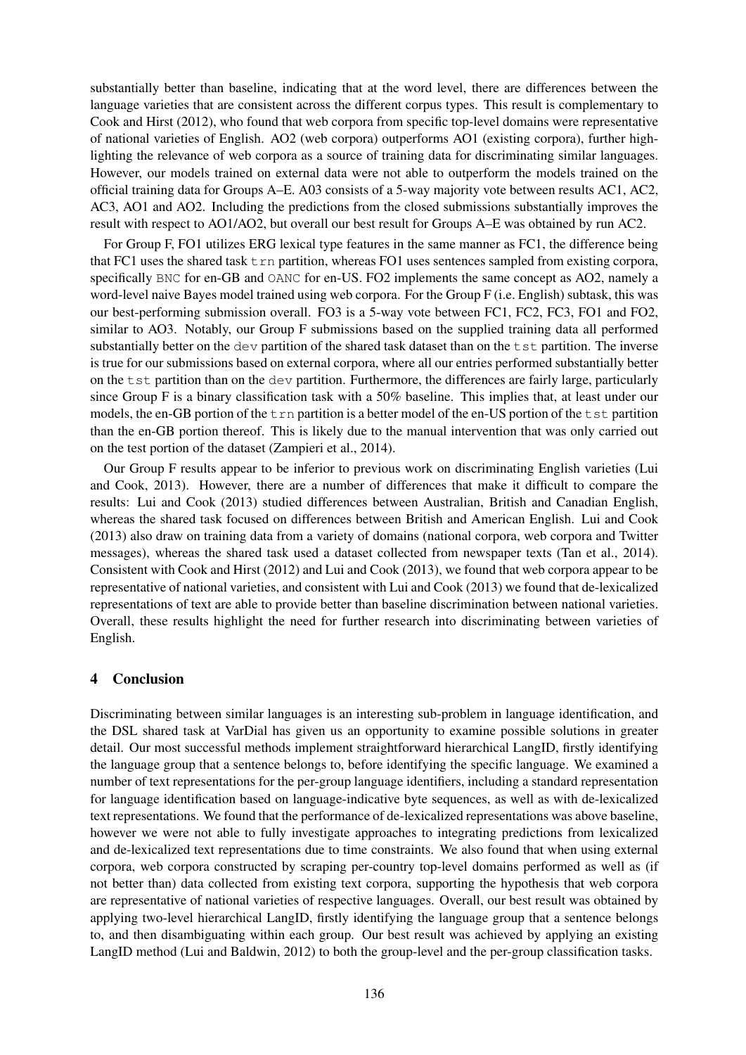substantially better than baseline, indicating that at the word level, there are differences between the language varieties that are consistent across the different corpus types. This result is complementary to Cook and Hirst (2012), who found that web corpora from specific top-level domains were representative of national varieties of English. AO2 (web corpora) outperforms AO1 (existing corpora), further highlighting the relevance of web corpora as a source of training data for discriminating similar languages. However, our models trained on external data were not able to outperform the models trained on the official training data for Groups A–E. A03 consists of a 5-way majority vote between results AC1, AC2, AC3, AO1 and AO2. Including the predictions from the closed submissions substantially improves the result with respect to AO1/AO2, but overall our best result for Groups A–E was obtained by run AC2.

For Group F, FO1 utilizes ERG lexical type features in the same manner as FC1, the difference being that FC1 uses the shared task `trn` partition, whereas FO1 uses sentences sampled from existing corpora, specifically `BNC` for en-GB and `OANC` for en-US. FO2 implements the same concept as AO2, namely a word-level naive Bayes model trained using web corpora. For the Group F (i.e. English) subtask, this was our best-performing submission overall. FO3 is a 5-way vote between FC1, FC2, FC3, FO1 and FO2, similar to AO3. Notably, our Group F submissions based on the supplied training data all performed substantially better on the `dev` partition of the shared task dataset than on the `tst` partition. The inverse is true for our submissions based on external corpora, where all our entries performed substantially better on the `tst` partition than on the `dev` partition. Furthermore, the differences are fairly large, particularly since Group F is a binary classification task with a 50% baseline. This implies that, at least under our models, the en-GB portion of the `trn` partition is a better model of the en-US portion of the `tst` partition than the en-GB portion thereof. This is likely due to the manual intervention that was only carried out on the test portion of the dataset (Zampieri et al., 2014).

Our Group F results appear to be inferior to previous work on discriminating English varieties (Lui and Cook, 2013). However, there are a number of differences that make it difficult to compare the results: Lui and Cook (2013) studied differences between Australian, British and Canadian English, whereas the shared task focused on differences between British and American English. Lui and Cook (2013) also draw on training data from a variety of domains (national corpora, web corpora and Twitter messages), whereas the shared task used a dataset collected from newspaper texts (Tan et al., 2014). Consistent with Cook and Hirst (2012) and Lui and Cook (2013), we found that web corpora appear to be representative of national varieties, and consistent with Lui and Cook (2013) we found that de-lexicalized representations of text are able to provide better than baseline discrimination between national varieties. Overall, these results highlight the need for further research into discriminating between varieties of English.

## 4 Conclusion

Discriminating between similar languages is an interesting sub-problem in language identification, and the DSL shared task at VarDial has given us an opportunity to examine possible solutions in greater detail. Our most successful methods implement straightforward hierarchical LangID, firstly identifying the language group that a sentence belongs to, before identifying the specific language. We examined a number of text representations for the per-group language identifiers, including a standard representation for language identification based on language-indicative byte sequences, as well as with de-lexicalized text representations. We found that the performance of de-lexicalized representations was above baseline, however we were not able to fully investigate approaches to integrating predictions from lexicalized and de-lexicalized text representations due to time constraints. We also found that when using external corpora, web corpora constructed by scraping per-country top-level domains performed as well as (if not better than) data collected from existing text corpora, supporting the hypothesis that web corpora are representative of national varieties of respective languages. Overall, our best result was obtained by applying two-level hierarchical LangID, firstly identifying the language group that a sentence belongs to, and then disambiguating within each group. Our best result was achieved by applying an existing LangID method (Lui and Baldwin, 2012) to both the group-level and the per-group classification tasks.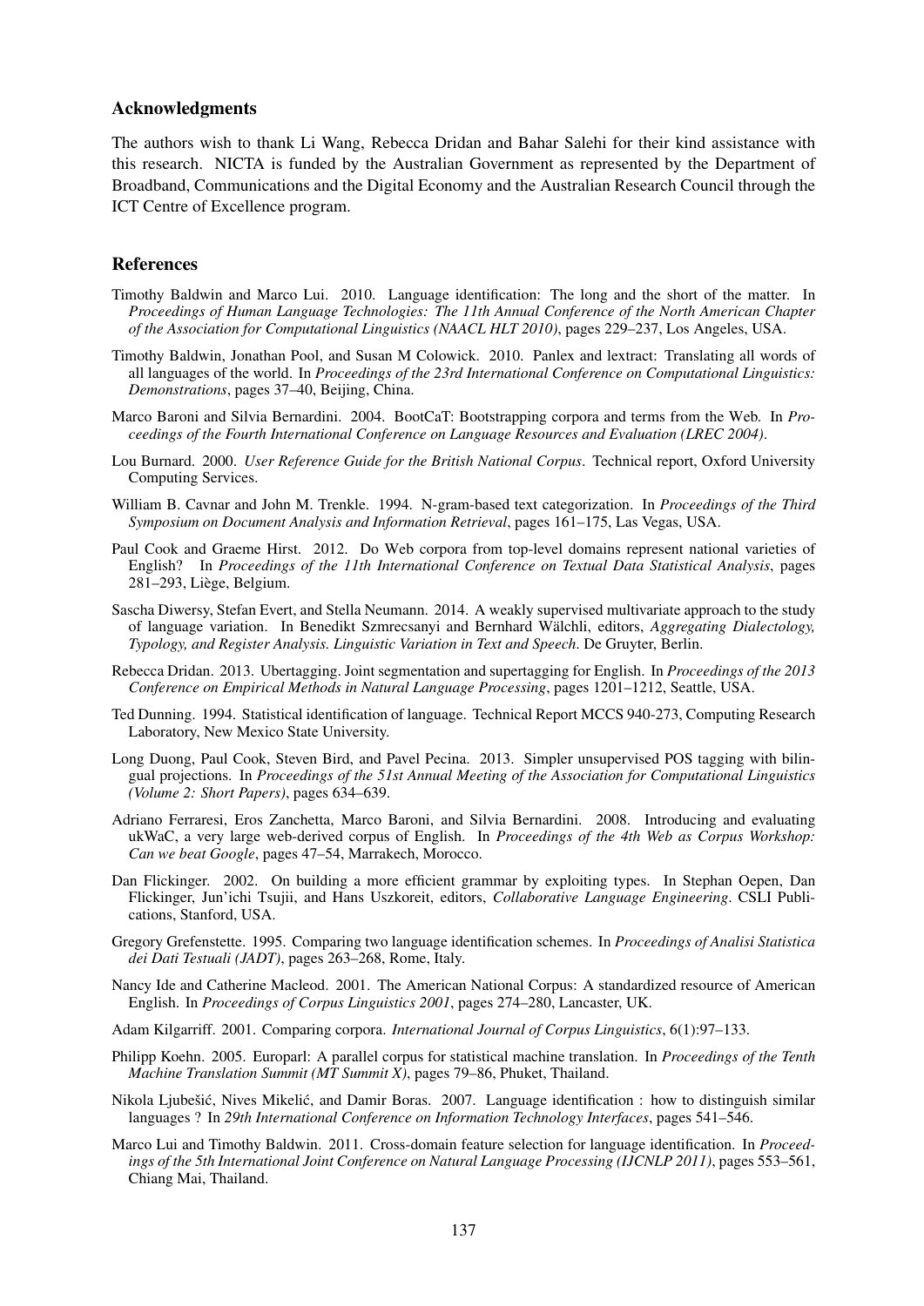## Acknowledgments

The authors wish to thank Li Wang, Rebecca Dridan and Bahar Salehi for their kind assistance with this research. NICTA is funded by the Australian Government as represented by the Department of Broadband, Communications and the Digital Economy and the Australian Research Council through the ICT Centre of Excellence program.

## References

Timothy Baldwin and Marco Lui. 2010. Language identification: The long and the short of the matter. In *Proceedings of Human Language Technologies: The 11th Annual Conference of the North American Chapter of the Association for Computational Linguistics (NAACL HLT 2010)*, pages 229–237, Los Angeles, USA.

Timothy Baldwin, Jonathan Pool, and Susan M Colowick. 2010. Panlex and lextract: Translating all words of all languages of the world. In *Proceedings of the 23rd International Conference on Computational Linguistics: Demonstrations*, pages 37–40, Beijing, China.

Marco Baroni and Silvia Bernardini. 2004. BootCaT: Bootstrapping corpora and terms from the Web. In *Proceedings of the Fourth International Conference on Language Resources and Evaluation (LREC 2004)*.

Lou Burnard. 2000. *User Reference Guide for the British National Corpus*. Technical report, Oxford University Computing Services.

William B. Cavnar and John M. Trenkle. 1994. N-gram-based text categorization. In *Proceedings of the Third Symposium on Document Analysis and Information Retrieval*, pages 161–175, Las Vegas, USA.

Paul Cook and Graeme Hirst. 2012. Do Web corpora from top-level domains represent national varieties of English? In *Proceedings of the 11th International Conference on Textual Data Statistical Analysis*, pages 281–293, Liège, Belgium.

Sascha Diwersy, Stefan Evert, and Stella Neumann. 2014. A weakly supervised multivariate approach to the study of language variation. In Benedikt Szmrecsanyi and Bernhard Wälchli, editors, *Aggregating Dialectology, Typology, and Register Analysis. Linguistic Variation in Text and Speech*. De Gruyter, Berlin.

Rebecca Dridan. 2013. Ubertagging. Joint segmentation and supertagging for English. In *Proceedings of the 2013 Conference on Empirical Methods in Natural Language Processing*, pages 1201–1212, Seattle, USA.

Ted Dunning. 1994. Statistical identification of language. Technical Report MCCS 940-273, Computing Research Laboratory, New Mexico State University.

Long Duong, Paul Cook, Steven Bird, and Pavel Pecina. 2013. Simpler unsupervised POS tagging with bilingual projections. In *Proceedings of the 51st Annual Meeting of the Association for Computational Linguistics (Volume 2: Short Papers)*, pages 634–639.

Adriano Ferraresi, Eros Zanchetta, Marco Baroni, and Silvia Bernardini. 2008. Introducing and evaluating ukWaC, a very large web-derived corpus of English. In *Proceedings of the 4th Web as Corpus Workshop: Can we beat Google*, pages 47–54, Marrakech, Morocco.

Dan Flickinger. 2002. On building a more efficient grammar by exploiting types. In Stephan Oepen, Dan Flickinger, Jun'ichi Tsujii, and Hans Uszkoreit, editors, *Collaborative Language Engineering*. CSLI Publications, Stanford, USA.

Gregory Grefenstette. 1995. Comparing two language identification schemes. In *Proceedings of Analisi Statistica dei Dati Testuali (JADT)*, pages 263–268, Rome, Italy.

Nancy Ide and Catherine Macleod. 2001. The American National Corpus: A standardized resource of American English. In *Proceedings of Corpus Linguistics 2001*, pages 274–280, Lancaster, UK.

Adam Kilgarriff. 2001. Comparing corpora. *International Journal of Corpus Linguistics*, 6(1):97–133.

Philipp Koehn. 2005. Europarl: A parallel corpus for statistical machine translation. In *Proceedings of the Tenth Machine Translation Summit (MT Summit X)*, pages 79–86, Phuket, Thailand.

Nikola Ljubešić, Nives Mikelić, and Damir Boras. 2007. Language identification : how to distinguish similar languages ? In *29th International Conference on Information Technology Interfaces*, pages 541–546.

Marco Lui and Timothy Baldwin. 2011. Cross-domain feature selection for language identification. In *Proceedings of the 5th International Joint Conference on Natural Language Processing (IJCNLP 2011)*, pages 553–561, Chiang Mai, Thailand.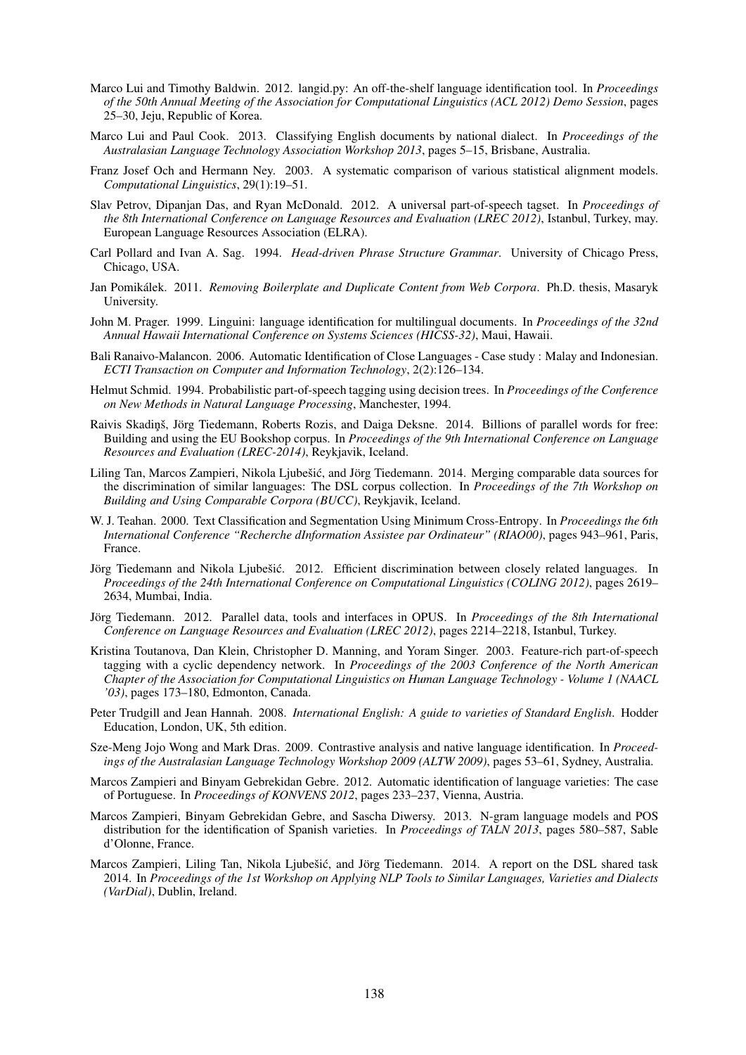Marco Lui and Timothy Baldwin. 2012. langid.py: An off-the-shelf language identification tool. In *Proceedings of the 50th Annual Meeting of the Association for Computational Linguistics (ACL 2012) Demo Session*, pages 25–30, Jeju, Republic of Korea.

Marco Lui and Paul Cook. 2013. Classifying English documents by national dialect. In *Proceedings of the Australasian Language Technology Association Workshop 2013*, pages 5–15, Brisbane, Australia.

Franz Josef Och and Hermann Ney. 2003. A systematic comparison of various statistical alignment models. *Computational Linguistics*, 29(1):19–51.

Slav Petrov, Dipanjan Das, and Ryan McDonald. 2012. A universal part-of-speech tagset. In *Proceedings of the 8th International Conference on Language Resources and Evaluation (LREC 2012)*, Istanbul, Turkey, may. European Language Resources Association (ELRA).

Carl Pollard and Ivan A. Sag. 1994. *Head-driven Phrase Structure Grammar*. University of Chicago Press, Chicago, USA.

Jan Pomikálek. 2011. *Removing Boilerplate and Duplicate Content from Web Corpora*. Ph.D. thesis, Masaryk University.

John M. Prager. 1999. Linguini: language identification for multilingual documents. In *Proceedings of the 32nd Annual Hawaii International Conference on Systems Sciences (HICSS-32)*, Maui, Hawaii.

Bali Ranaivo-Malancon. 2006. Automatic Identification of Close Languages - Case study : Malay and Indonesian. *ECTI Transaction on Computer and Information Technology*, 2(2):126–134.

Helmut Schmid. 1994. Probabilistic part-of-speech tagging using decision trees. In *Proceedings of the Conference on New Methods in Natural Language Processing*, Manchester, 1994.

Raivis Skadiņš, Jörg Tiedemann, Roberts Rozis, and Daiga Deksne. 2014. Billions of parallel words for free: Building and using the EU Bookshop corpus. In *Proceedings of the 9th International Conference on Language Resources and Evaluation (LREC-2014)*, Reykjavik, Iceland.

Liling Tan, Marcos Zampieri, Nikola Ljubešić, and Jörg Tiedemann. 2014. Merging comparable data sources for the discrimination of similar languages: The DSL corpus collection. In *Proceedings of the 7th Workshop on Building and Using Comparable Corpora (BUCC)*, Reykjavik, Iceland.

W. J. Teahan. 2000. Text Classification and Segmentation Using Minimum Cross-Entropy. In *Proceedings the 6th International Conference "Recherche dInformation Assistee par Ordinateur" (RIAO00)*, pages 943–961, Paris, France.

Jörg Tiedemann and Nikola Ljubešić. 2012. Efficient discrimination between closely related languages. In *Proceedings of the 24th International Conference on Computational Linguistics (COLING 2012)*, pages 2619–2634, Mumbai, India.

Jörg Tiedemann. 2012. Parallel data, tools and interfaces in OPUS. In *Proceedings of the 8th International Conference on Language Resources and Evaluation (LREC 2012)*, pages 2214–2218, Istanbul, Turkey.

Kristina Toutanova, Dan Klein, Christopher D. Manning, and Yoram Singer. 2003. Feature-rich part-of-speech tagging with a cyclic dependency network. In *Proceedings of the 2003 Conference of the North American Chapter of the Association for Computational Linguistics on Human Language Technology - Volume 1 (NAACL '03)*, pages 173–180, Edmonton, Canada.

Peter Trudgill and Jean Hannah. 2008. *International English: A guide to varieties of Standard English*. Hodder Education, London, UK, 5th edition.

Sze-Meng Jojo Wong and Mark Dras. 2009. Contrastive analysis and native language identification. In *Proceedings of the Australasian Language Technology Workshop 2009 (ALTW 2009)*, pages 53–61, Sydney, Australia.

Marcos Zampieri and Binyam Gebrekidan Gebre. 2012. Automatic identification of language varieties: The case of Portuguese. In *Proceedings of KONVENS 2012*, pages 233–237, Vienna, Austria.

Marcos Zampieri, Binyam Gebrekidan Gebre, and Sascha Diwersy. 2013. N-gram language models and POS distribution for the identification of Spanish varieties. In *Proceedings of TALN 2013*, pages 580–587, Sable d'Olonne, France.

Marcos Zampieri, Liling Tan, Nikola Ljubešić, and Jörg Tiedemann. 2014. A report on the DSL shared task 2014. In *Proceedings of the 1st Workshop on Applying NLP Tools to Similar Languages, Varieties and Dialects (VarDial)*, Dublin, Ireland.